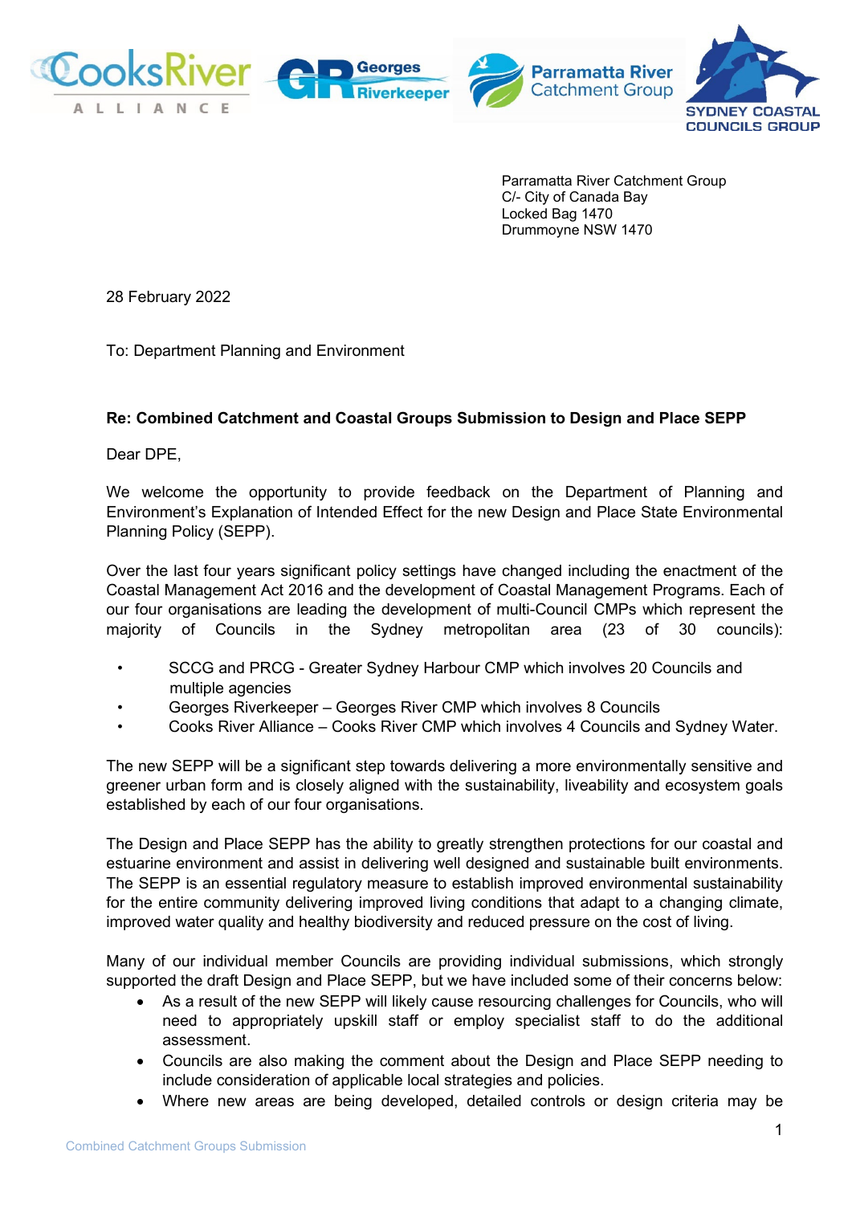Parramatta River Catchment Group
C/- City of Canada Bay
Locked Bag 1470
Drummoyne NSW 1470

28 February 2022

To: Department Planning and Environment

**Re: Combined Catchment and Coastal Groups Submission to Design and Place SEPP**

Dear DPE,

We welcome the opportunity to provide feedback on the Department of Planning and Environment's Explanation of Intended Effect for the new Design and Place State Environmental Planning Policy (SEPP).

Over the last four years significant policy settings have changed including the enactment of the Coastal Management Act 2016 and the development of Coastal Management Programs. Each of our four organisations are leading the development of multi-Council CMPs which represent the majority of Councils in the Sydney metropolitan area (23 of 30 councils):

- SCCG and PRCG - Greater Sydney Harbour CMP which involves 20 Councils and multiple agencies
- Georges Riverkeeper – Georges River CMP which involves 8 Councils
- Cooks River Alliance – Cooks River CMP which involves 4 Councils and Sydney Water.

The new SEPP will be a significant step towards delivering a more environmentally sensitive and greener urban form and is closely aligned with the sustainability, liveability and ecosystem goals established by each of our four organisations.

The Design and Place SEPP has the ability to greatly strengthen protections for our coastal and estuarine environment and assist in delivering well designed and sustainable built environments. The SEPP is an essential regulatory measure to establish improved environmental sustainability for the entire community delivering improved living conditions that adapt to a changing climate, improved water quality and healthy biodiversity and reduced pressure on the cost of living.

Many of our individual member Councils are providing individual submissions, which strongly supported the draft Design and Place SEPP, but we have included some of their concerns below:

- As a result of the new SEPP will likely cause resourcing challenges for Councils, who will need to appropriately upskill staff or employ specialist staff to do the additional assessment.
- Councils are also making the comment about the Design and Place SEPP needing to include consideration of applicable local strategies and policies.
- Where new areas are being developed, detailed controls or design criteria may be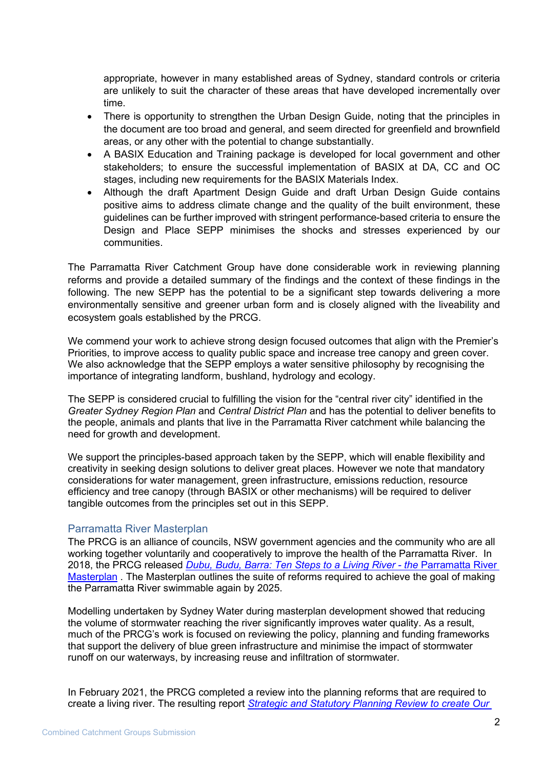appropriate, however in many established areas of Sydney, standard controls or criteria are unlikely to suit the character of these areas that have developed incrementally over time.

- There is opportunity to strengthen the Urban Design Guide, noting that the principles in the document are too broad and general, and seem directed for greenfield and brownfield areas, or any other with the potential to change substantially.
- A BASIX Education and Training package is developed for local government and other stakeholders; to ensure the successful implementation of BASIX at DA, CC and OC stages, including new requirements for the BASIX Materials Index.
- Although the draft Apartment Design Guide and draft Urban Design Guide contains positive aims to address climate change and the quality of the built environment, these guidelines can be further improved with stringent performance-based criteria to ensure the Design and Place SEPP minimises the shocks and stresses experienced by our communities.

The Parramatta River Catchment Group have done considerable work in reviewing planning reforms and provide a detailed summary of the findings and the context of these findings in the following. The new SEPP has the potential to be a significant step towards delivering a more environmentally sensitive and greener urban form and is closely aligned with the liveability and ecosystem goals established by the PRCG.

We commend your work to achieve strong design focused outcomes that align with the Premier's Priorities, to improve access to quality public space and increase tree canopy and green cover. We also acknowledge that the SEPP employs a water sensitive philosophy by recognising the importance of integrating landform, bushland, hydrology and ecology.

The SEPP is considered crucial to fulfilling the vision for the "central river city" identified in the *Greater Sydney Region Plan* and *Central District Plan* and has the potential to deliver benefits to the people, animals and plants that live in the Parramatta River catchment while balancing the need for growth and development.

We support the principles-based approach taken by the SEPP, which will enable flexibility and creativity in seeking design solutions to deliver great places. However we note that mandatory considerations for water management, green infrastructure, emissions reduction, resource efficiency and tree canopy (through BASIX or other mechanisms) will be required to deliver tangible outcomes from the principles set out in this SEPP.

## Parramatta River Masterplan

The PRCG is an alliance of councils, NSW government agencies and the community who are all working together voluntarily and cooperatively to improve the health of the Parramatta River. In 2018, the PRCG released *Dubu, Budu, Barra: Ten Steps to a Living River - the* Parramatta River Masterplan . The Masterplan outlines the suite of reforms required to achieve the goal of making the Parramatta River swimmable again by 2025.

Modelling undertaken by Sydney Water during masterplan development showed that reducing the volume of stormwater reaching the river significantly improves water quality. As a result, much of the PRCG's work is focused on reviewing the policy, planning and funding frameworks that support the delivery of blue green infrastructure and minimise the impact of stormwater runoff on our waterways, by increasing reuse and infiltration of stormwater.

In February 2021, the PRCG completed a review into the planning reforms that are required to create a living river. The resulting report *Strategic and Statutory Planning Review to create Our*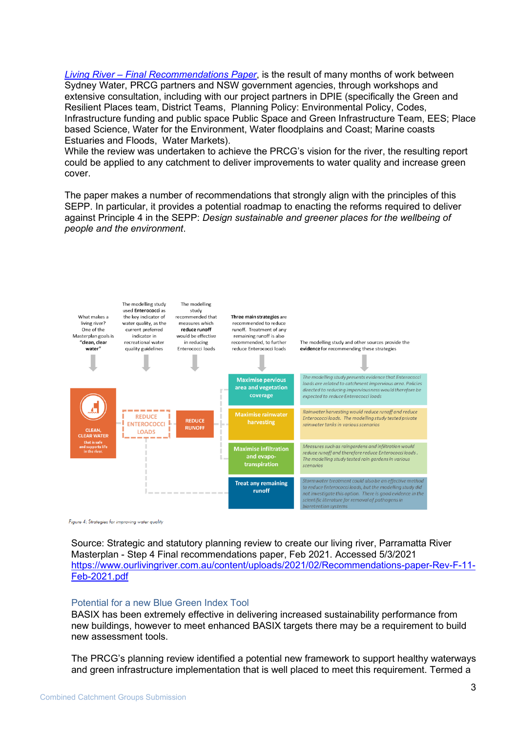[Living River – Final Recommendations Paper](https://www.ourlivingriver.com.au/content/uploads/2021/02/Recommendations-paper-Rev-F-11-Feb-2021.pdf), is the result of many months of work between Sydney Water, PRCG partners and NSW government agencies, through workshops and extensive consultation, including with our project partners in DPIE (specifically the Green and Resilient Places team, District Teams, Planning Policy: Environmental Policy, Codes, Infrastructure funding and public space Public Space and Green Infrastructure Team, EES; Place based Science, Water for the Environment, Water floodplains and Coast; Marine coasts Estuaries and Floods, Water Markets).
While the review was undertaken to achieve the PRCG's vision for the river, the resulting report could be applied to any catchment to deliver improvements to water quality and increase green cover.

The paper makes a number of recommendations that strongly align with the principles of this SEPP. In particular, it provides a potential roadmap to enacting the reforms required to deliver against Principle 4 in the SEPP: *Design sustainable and greener places for the wellbeing of people and the environment*.

What makes a living river? One of the Masterplan goals is **"clean, clear water"**

The modelling study used **Enterococci** as the key indicator of water quality, as the current preferred indicator in recreational water quality guidelines

The modelling study recommended that measures which **reduce runoff** would be effective in reducing Enterococci loads

**Three main strategies** are recommended to reduce runoff. Treatment of any remaining runoff is also recommended, to further reduce Enterococci loads

The modelling study and other sources provide the **evidence** for recommending these strategies

CLEAN, CLEAR WATER that is safe and supports life in the river.

REDUCE ENTEROCOCCI LOADS

REDUCE RUNOFF

Maximise pervious area and vegetation coverage

Maximise rainwater harvesting

Maximise infiltration and evapo-transpiration

Treat any remaining runoff

*The modelling study presents evidence that Enterococci loads are related to catchment impervious area. Policies directed to reducing imperviousness would therefore be expected to reduce Enterococci loads*

*Rainwater harvesting would reduce runoff and reduce Enterococci loads. The modelling study tested private rainwater tanks in various scenarios*

*Measures such as raingardens and infiltration would reduce runoff and therefore reduce Enterococci loads. The modelling study tested rain gardens in various scenarios*

*Stormwater treatment could also be an effective method to reduce Enterococci loads, but the modelling study did not investigate this option. There is good evidence in the scientific literature for removal of pathogens in bioretention systems*

*Figure 4: Strategies for improving water quality*

Source: Strategic and statutory planning review to create our living river, Parramatta River Masterplan - Step 4 Final recommendations paper, Feb 2021. Accessed 5/3/2021
https://www.ourlivingriver.com.au/content/uploads/2021/02/Recommendations-paper-Rev-F-11-Feb-2021.pdf

### Potential for a new Blue Green Index Tool

BASIX has been extremely effective in delivering increased sustainability performance from new buildings, however to meet enhanced BASIX targets there may be a requirement to build new assessment tools.

The PRCG's planning review identified a potential new framework to support healthy waterways and green infrastructure implementation that is well placed to meet this requirement. Termed a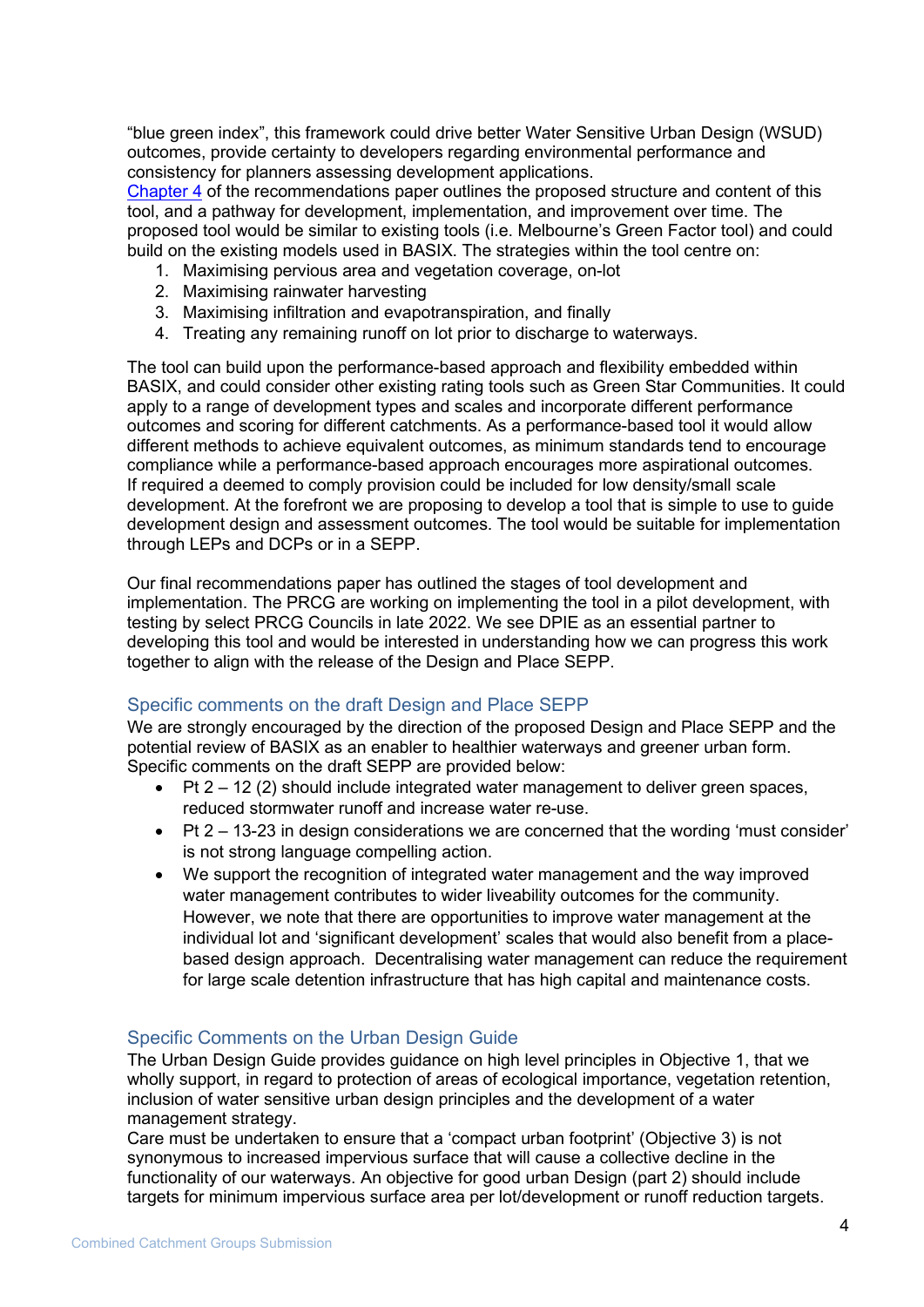"blue green index", this framework could drive better Water Sensitive Urban Design (WSUD) outcomes, provide certainty to developers regarding environmental performance and consistency for planners assessing development applications.
[Chapter 4](#) of the recommendations paper outlines the proposed structure and content of this tool, and a pathway for development, implementation, and improvement over time. The proposed tool would be similar to existing tools (i.e. Melbourne's Green Factor tool) and could build on the existing models used in BASIX. The strategies within the tool centre on:

1. Maximising pervious area and vegetation coverage, on-lot
2. Maximising rainwater harvesting
3. Maximising infiltration and evapotranspiration, and finally
4. Treating any remaining runoff on lot prior to discharge to waterways.

The tool can build upon the performance-based approach and flexibility embedded within BASIX, and could consider other existing rating tools such as Green Star Communities. It could apply to a range of development types and scales and incorporate different performance outcomes and scoring for different catchments. As a performance-based tool it would allow different methods to achieve equivalent outcomes, as minimum standards tend to encourage compliance while a performance-based approach encourages more aspirational outcomes. If required a deemed to comply provision could be included for low density/small scale development. At the forefront we are proposing to develop a tool that is simple to use to guide development design and assessment outcomes. The tool would be suitable for implementation through LEPs and DCPs or in a SEPP.

Our final recommendations paper has outlined the stages of tool development and implementation. The PRCG are working on implementing the tool in a pilot development, with testing by select PRCG Councils in late 2022. We see DPIE as an essential partner to developing this tool and would be interested in understanding how we can progress this work together to align with the release of the Design and Place SEPP.

## Specific comments on the draft Design and Place SEPP

We are strongly encouraged by the direction of the proposed Design and Place SEPP and the potential review of BASIX as an enabler to healthier waterways and greener urban form. Specific comments on the draft SEPP are provided below:

- Pt 2 – 12 (2) should include integrated water management to deliver green spaces, reduced stormwater runoff and increase water re-use.
- Pt 2 – 13-23 in design considerations we are concerned that the wording 'must consider' is not strong language compelling action.
- We support the recognition of integrated water management and the way improved water management contributes to wider liveability outcomes for the community. However, we note that there are opportunities to improve water management at the individual lot and 'significant development' scales that would also benefit from a place-based design approach. Decentralising water management can reduce the requirement for large scale detention infrastructure that has high capital and maintenance costs.

## Specific Comments on the Urban Design Guide

The Urban Design Guide provides guidance on high level principles in Objective 1, that we wholly support, in regard to protection of areas of ecological importance, vegetation retention, inclusion of water sensitive urban design principles and the development of a water management strategy.
Care must be undertaken to ensure that a 'compact urban footprint' (Objective 3) is not synonymous to increased impervious surface that will cause a collective decline in the functionality of our waterways. An objective for good urban Design (part 2) should include targets for minimum impervious surface area per lot/development or runoff reduction targets.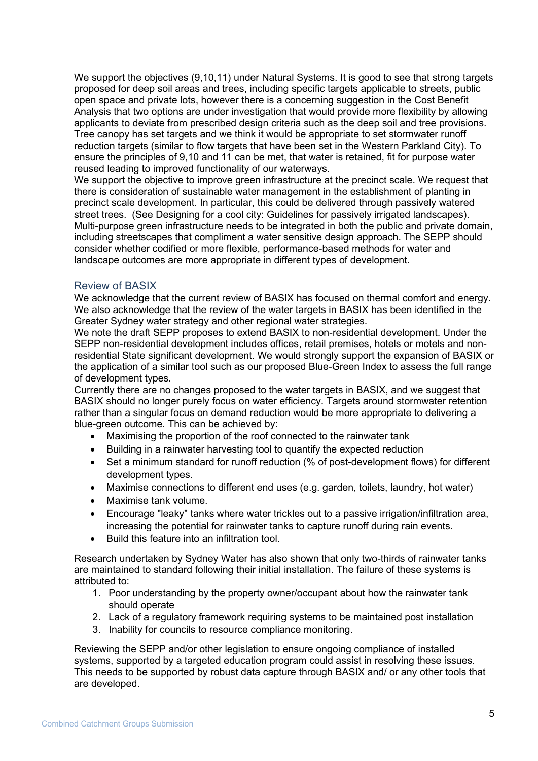We support the objectives (9,10,11) under Natural Systems. It is good to see that strong targets proposed for deep soil areas and trees, including specific targets applicable to streets, public open space and private lots, however there is a concerning suggestion in the Cost Benefit Analysis that two options are under investigation that would provide more flexibility by allowing applicants to deviate from prescribed design criteria such as the deep soil and tree provisions. Tree canopy has set targets and we think it would be appropriate to set stormwater runoff reduction targets (similar to flow targets that have been set in the Western Parkland City). To ensure the principles of 9,10 and 11 can be met, that water is retained, fit for purpose water reused leading to improved functionality of our waterways.

We support the objective to improve green infrastructure at the precinct scale. We request that there is consideration of sustainable water management in the establishment of planting in precinct scale development. In particular, this could be delivered through passively watered street trees. (See Designing for a cool city: Guidelines for passively irrigated landscapes). Multi-purpose green infrastructure needs to be integrated in both the public and private domain, including streetscapes that compliment a water sensitive design approach. The SEPP should consider whether codified or more flexible, performance-based methods for water and landscape outcomes are more appropriate in different types of development.

## Review of BASIX

We acknowledge that the current review of BASIX has focused on thermal comfort and energy. We also acknowledge that the review of the water targets in BASIX has been identified in the Greater Sydney water strategy and other regional water strategies.

We note the draft SEPP proposes to extend BASIX to non-residential development. Under the SEPP non-residential development includes offices, retail premises, hotels or motels and non-residential State significant development. We would strongly support the expansion of BASIX or the application of a similar tool such as our proposed Blue-Green Index to assess the full range of development types.

Currently there are no changes proposed to the water targets in BASIX, and we suggest that BASIX should no longer purely focus on water efficiency. Targets around stormwater retention rather than a singular focus on demand reduction would be more appropriate to delivering a blue-green outcome. This can be achieved by:

- Maximising the proportion of the roof connected to the rainwater tank
- Building in a rainwater harvesting tool to quantify the expected reduction
- Set a minimum standard for runoff reduction (% of post-development flows) for different development types.
- Maximise connections to different end uses (e.g. garden, toilets, laundry, hot water)
- Maximise tank volume.
- Encourage "leaky" tanks where water trickles out to a passive irrigation/infiltration area, increasing the potential for rainwater tanks to capture runoff during rain events.
- Build this feature into an infiltration tool.

Research undertaken by Sydney Water has also shown that only two-thirds of rainwater tanks are maintained to standard following their initial installation. The failure of these systems is attributed to:

1. Poor understanding by the property owner/occupant about how the rainwater tank should operate
2. Lack of a regulatory framework requiring systems to be maintained post installation
3. Inability for councils to resource compliance monitoring.

Reviewing the SEPP and/or other legislation to ensure ongoing compliance of installed systems, supported by a targeted education program could assist in resolving these issues. This needs to be supported by robust data capture through BASIX and/ or any other tools that are developed.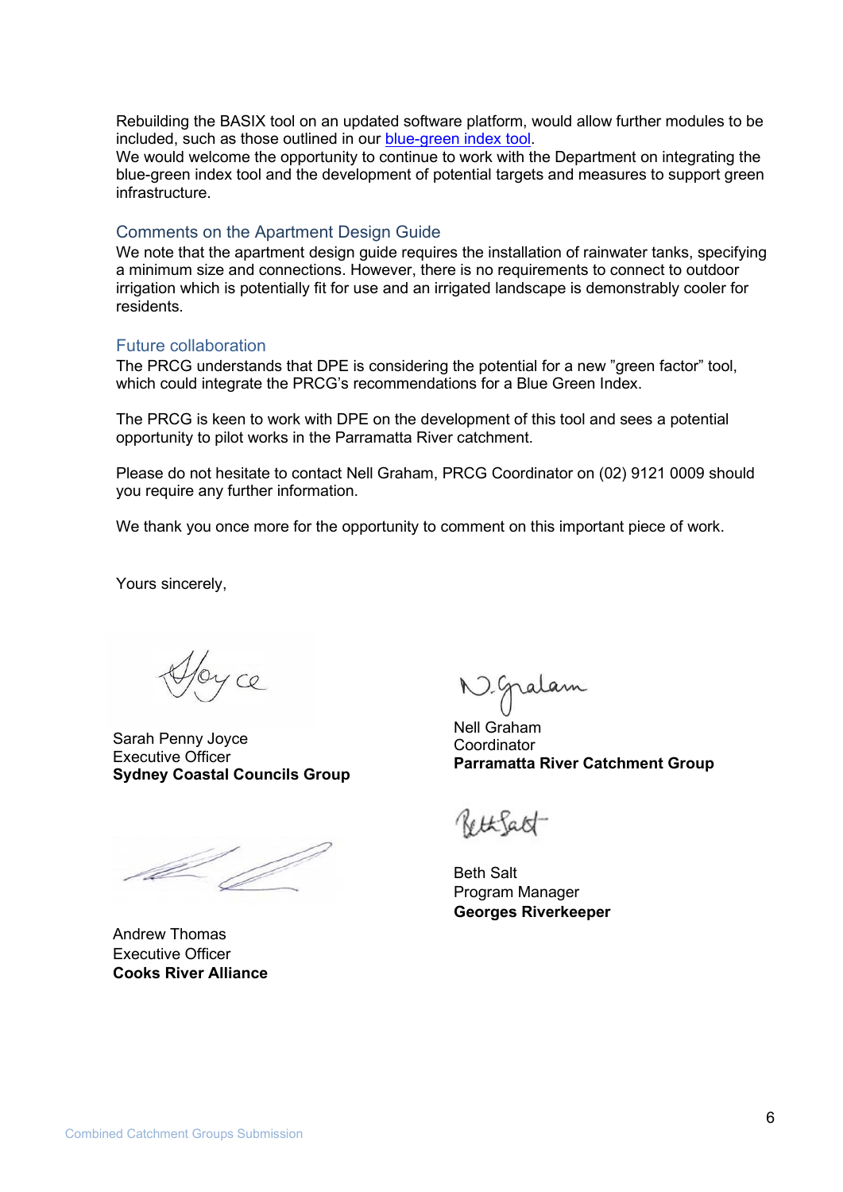Rebuilding the BASIX tool on an updated software platform, would allow further modules to be included, such as those outlined in our blue-green index tool.
We would welcome the opportunity to continue to work with the Department on integrating the blue-green index tool and the development of potential targets and measures to support green infrastructure.

## Comments on the Apartment Design Guide

We note that the apartment design guide requires the installation of rainwater tanks, specifying a minimum size and connections. However, there is no requirements to connect to outdoor irrigation which is potentially fit for use and an irrigated landscape is demonstrably cooler for residents.

## Future collaboration

The PRCG understands that DPE is considering the potential for a new "green factor" tool, which could integrate the PRCG's recommendations for a Blue Green Index.

The PRCG is keen to work with DPE on the development of this tool and sees a potential opportunity to pilot works in the Parramatta River catchment.

Please do not hesitate to contact Nell Graham, PRCG Coordinator on (02) 9121 0009 should you require any further information.

We thank you once more for the opportunity to comment on this important piece of work.

Yours sincerely,

Sarah Penny Joyce
Executive Officer
**Sydney Coastal Councils Group**

Nell Graham
Coordinator
**Parramatta River Catchment Group**

Andrew Thomas
Executive Officer
**Cooks River Alliance**

Beth Salt
Program Manager
**Georges Riverkeeper**